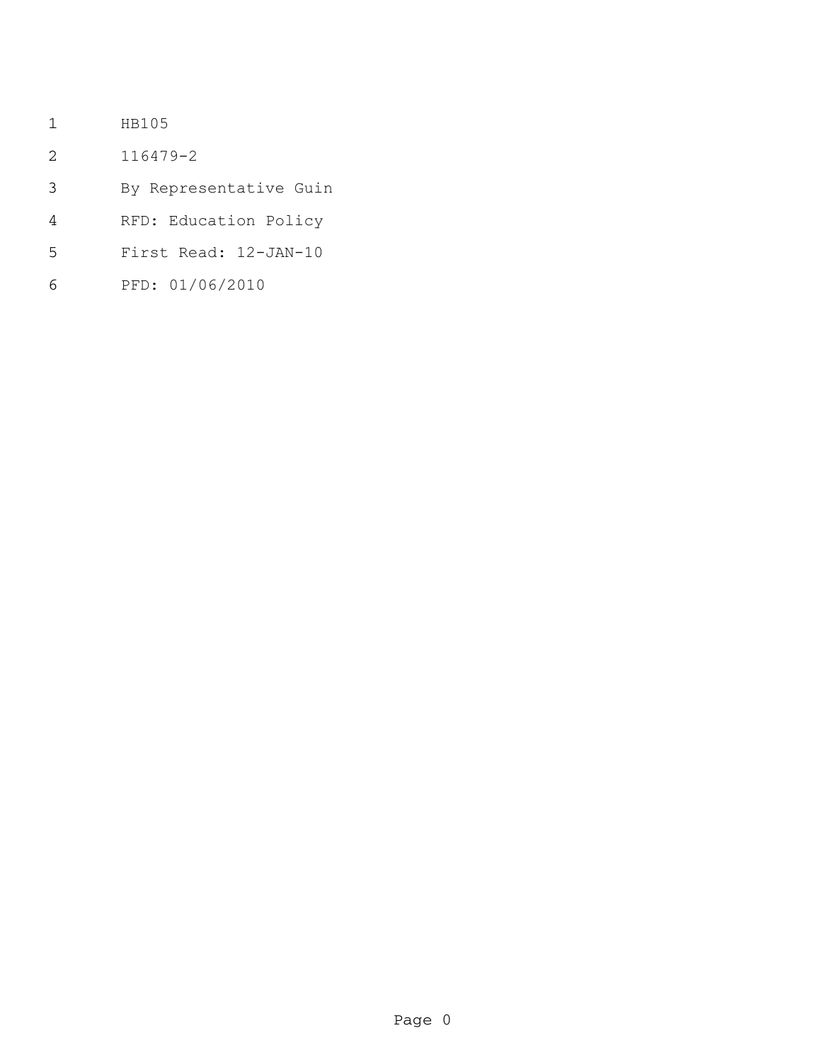HB105

116479-2

By Representative Guin

RFD: Education Policy

First Read: 12-JAN-10

PFD: 01/06/2010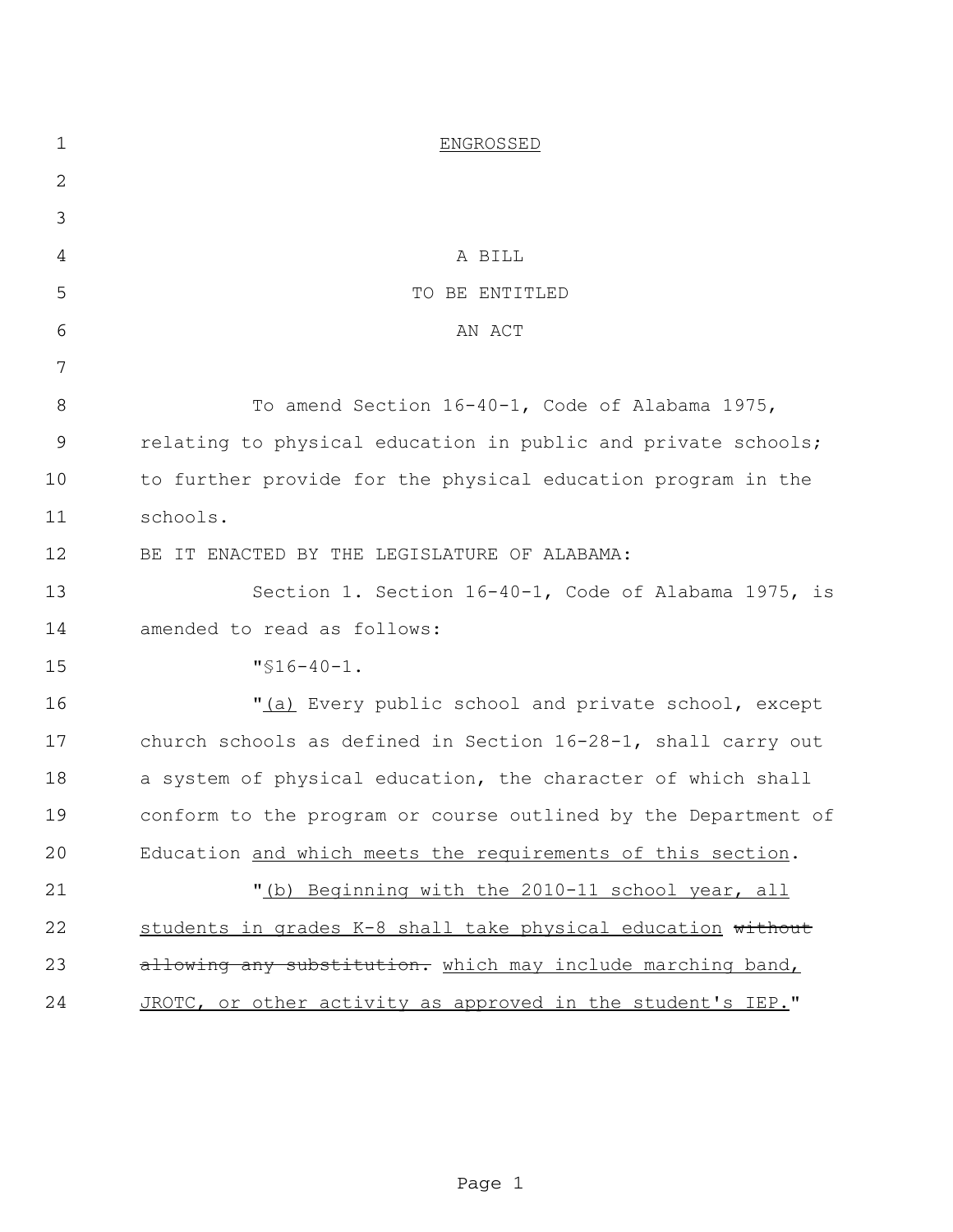ENGROSSED

A BILL
TO BE ENTITLED
AN ACT

To amend Section 16-40-1, Code of Alabama 1975, relating to physical education in public and private schools; to further provide for the physical education program in the schools.

BE IT ENACTED BY THE LEGISLATURE OF ALABAMA:

Section 1. Section 16-40-1, Code of Alabama 1975, is amended to read as follows:

"§16-40-1.

"<u>(a)</u> Every public school and private school, except church schools as defined in Section 16-28-1, shall carry out a system of physical education, the character of which shall conform to the program or course outlined by the Department of Education <u>and which meets the requirements of this section</u>.

"<u>(b) Beginning with the 2010-11 school year, all students in grades K-8 shall take physical education</u> ~~without allowing any substitution.~~ <u>which may include marching band, JROTC, or other activity as approved in the student's IEP.</u>"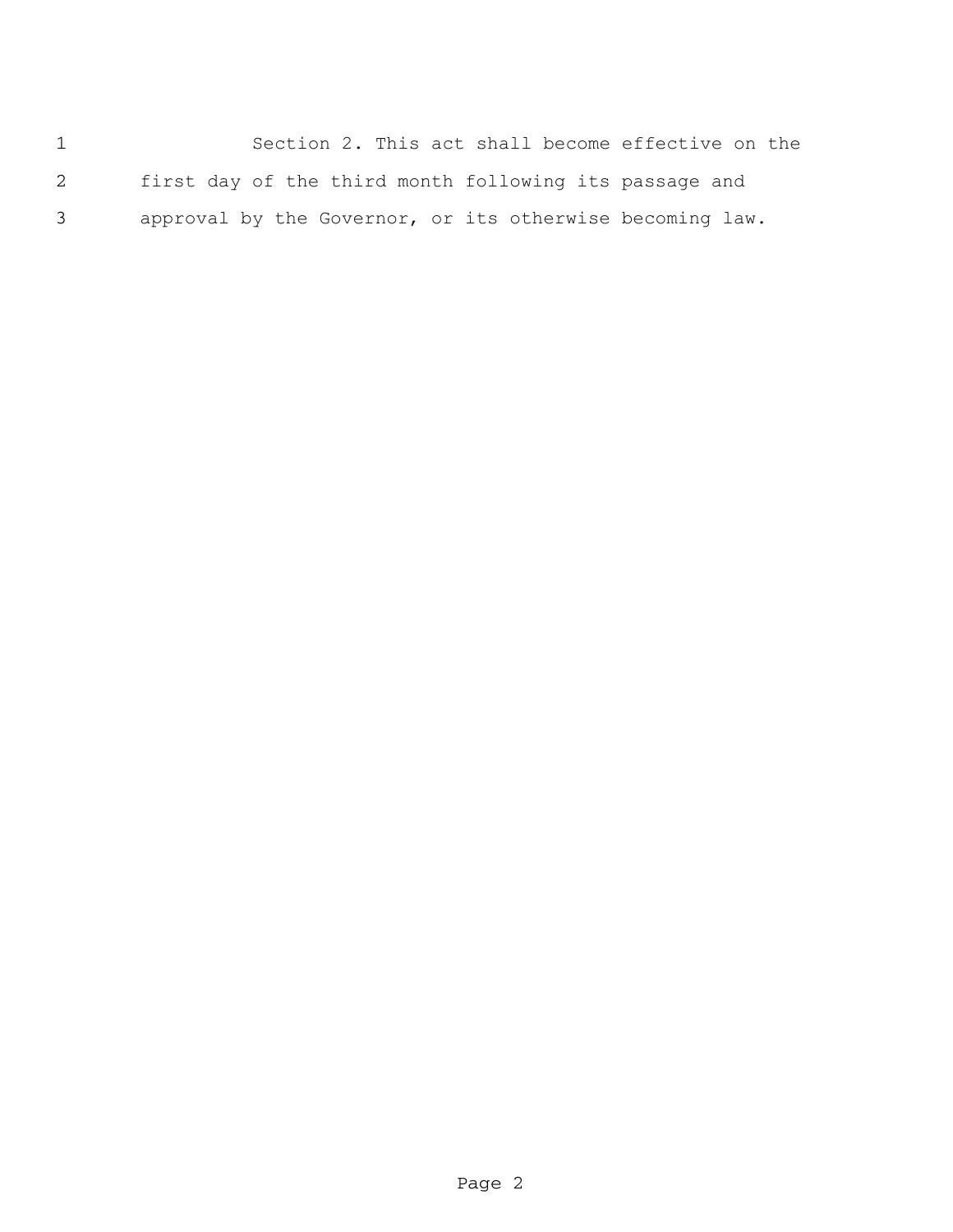Section 2. This act shall become effective on the first day of the third month following its passage and approval by the Governor, or its otherwise becoming law.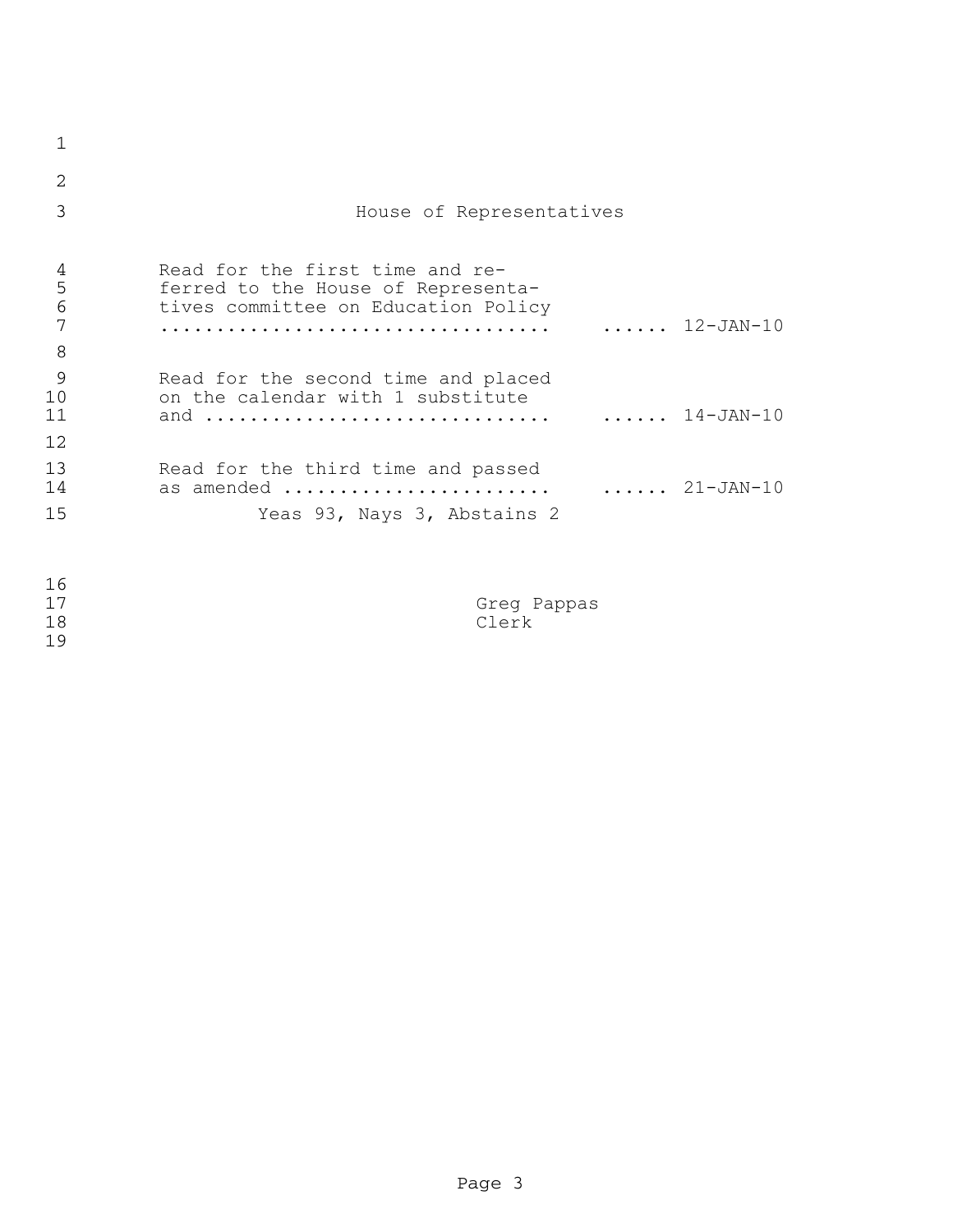House of Representatives

Read for the first time and referred to the House of Representatives committee on Education Policy .................................. ...... 12-JAN-10

Read for the second time and placed on the calendar with 1 substitute and .............................. ...... 14-JAN-10

Read for the third time and passed as amended ........................ ...... 21-JAN-10

Yeas 93, Nays 3, Abstains 2

Greg Pappas
Clerk